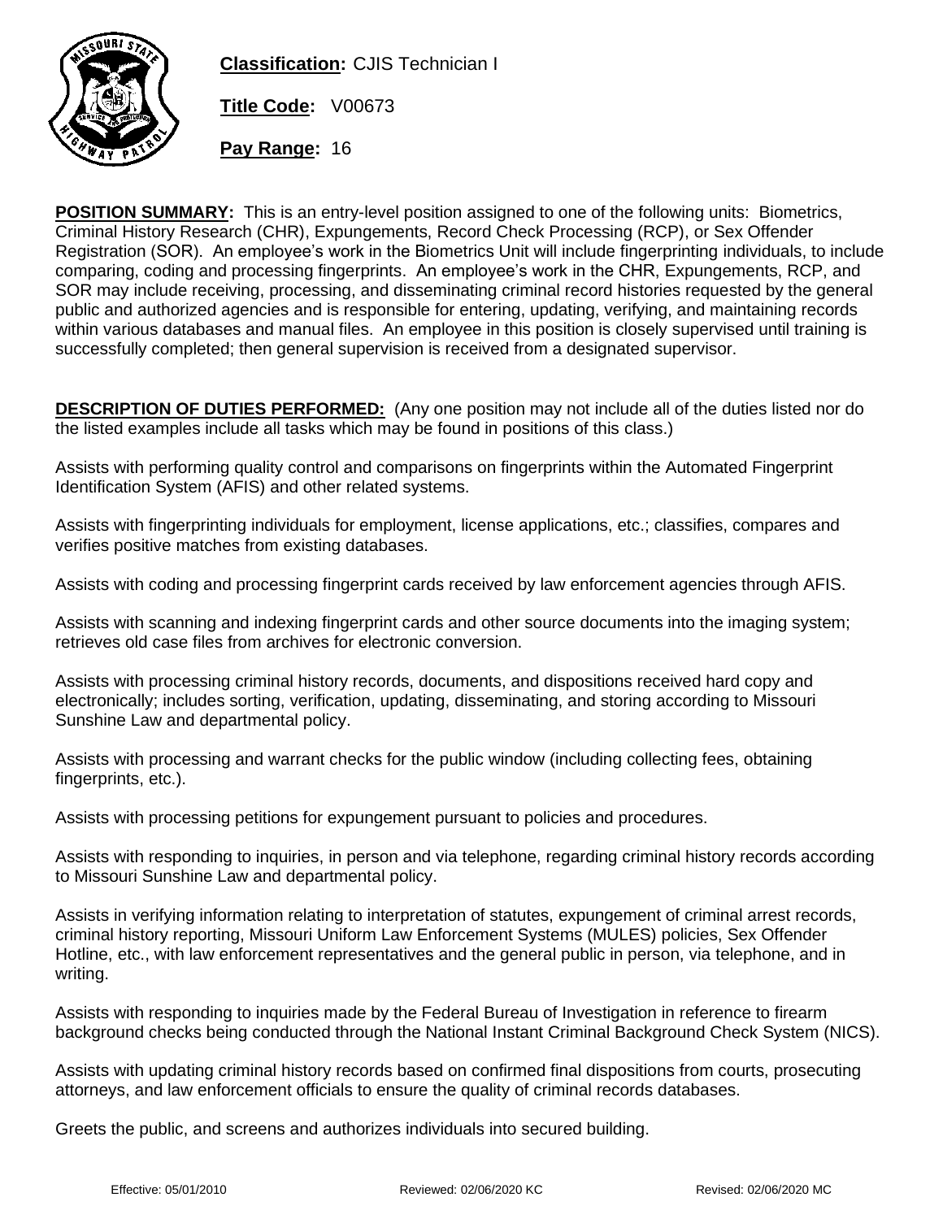**Classification:** CJIS Technician I

**Title Code:** V00673

**Pay Range:** 16

**POSITION SUMMARY:** This is an entry-level position assigned to one of the following units: Biometrics, Criminal History Research (CHR), Expungements, Record Check Processing (RCP), or Sex Offender Registration (SOR). An employee's work in the Biometrics Unit will include fingerprinting individuals, to include comparing, coding and processing fingerprints. An employee's work in the CHR, Expungements, RCP, and SOR may include receiving, processing, and disseminating criminal record histories requested by the general public and authorized agencies and is responsible for entering, updating, verifying, and maintaining records within various databases and manual files. An employee in this position is closely supervised until training is successfully completed; then general supervision is received from a designated supervisor.

**DESCRIPTION OF DUTIES PERFORMED:** (Any one position may not include all of the duties listed nor do the listed examples include all tasks which may be found in positions of this class.)

Assists with performing quality control and comparisons on fingerprints within the Automated Fingerprint Identification System (AFIS) and other related systems.

Assists with fingerprinting individuals for employment, license applications, etc.; classifies, compares and verifies positive matches from existing databases.

Assists with coding and processing fingerprint cards received by law enforcement agencies through AFIS.

Assists with scanning and indexing fingerprint cards and other source documents into the imaging system; retrieves old case files from archives for electronic conversion.

Assists with processing criminal history records, documents, and dispositions received hard copy and electronically; includes sorting, verification, updating, disseminating, and storing according to Missouri Sunshine Law and departmental policy.

Assists with processing and warrant checks for the public window (including collecting fees, obtaining fingerprints, etc.).

Assists with processing petitions for expungement pursuant to policies and procedures.

Assists with responding to inquiries, in person and via telephone, regarding criminal history records according to Missouri Sunshine Law and departmental policy.

Assists in verifying information relating to interpretation of statutes, expungement of criminal arrest records, criminal history reporting, Missouri Uniform Law Enforcement Systems (MULES) policies, Sex Offender Hotline, etc., with law enforcement representatives and the general public in person, via telephone, and in writing.

Assists with responding to inquiries made by the Federal Bureau of Investigation in reference to firearm background checks being conducted through the National Instant Criminal Background Check System (NICS).

Assists with updating criminal history records based on confirmed final dispositions from courts, prosecuting attorneys, and law enforcement officials to ensure the quality of criminal records databases.

Greets the public, and screens and authorizes individuals into secured building.

Effective: 05/01/2010 Reviewed: 02/06/2020 KC Revised: 02/06/2020 MC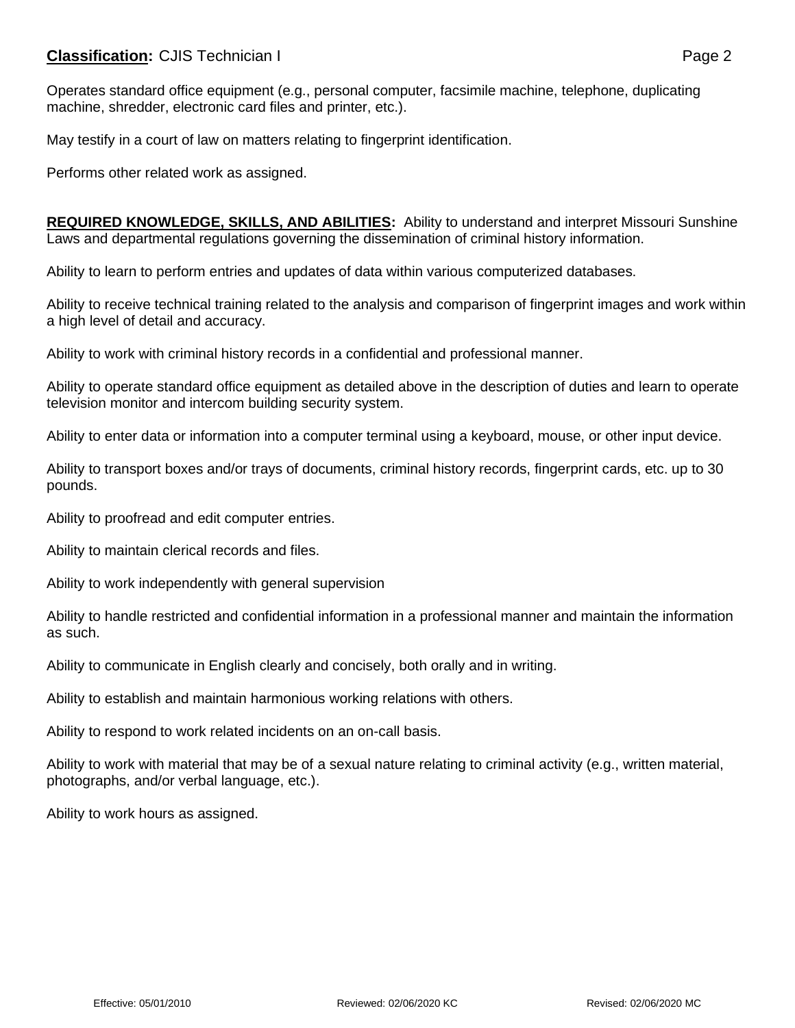Operates standard office equipment (e.g., personal computer, facsimile machine, telephone, duplicating machine, shredder, electronic card files and printer, etc.).

May testify in a court of law on matters relating to fingerprint identification.

Performs other related work as assigned.

**REQUIRED KNOWLEDGE, SKILLS, AND ABILITIES:** Ability to understand and interpret Missouri Sunshine Laws and departmental regulations governing the dissemination of criminal history information.

Ability to learn to perform entries and updates of data within various computerized databases.

Ability to receive technical training related to the analysis and comparison of fingerprint images and work within a high level of detail and accuracy.

Ability to work with criminal history records in a confidential and professional manner.

Ability to operate standard office equipment as detailed above in the description of duties and learn to operate television monitor and intercom building security system.

Ability to enter data or information into a computer terminal using a keyboard, mouse, or other input device.

Ability to transport boxes and/or trays of documents, criminal history records, fingerprint cards, etc. up to 30 pounds.

Ability to proofread and edit computer entries.

Ability to maintain clerical records and files.

Ability to work independently with general supervision

Ability to handle restricted and confidential information in a professional manner and maintain the information as such.

Ability to communicate in English clearly and concisely, both orally and in writing.

Ability to establish and maintain harmonious working relations with others.

Ability to respond to work related incidents on an on-call basis.

Ability to work with material that may be of a sexual nature relating to criminal activity (e.g., written material, photographs, and/or verbal language, etc.).

Ability to work hours as assigned.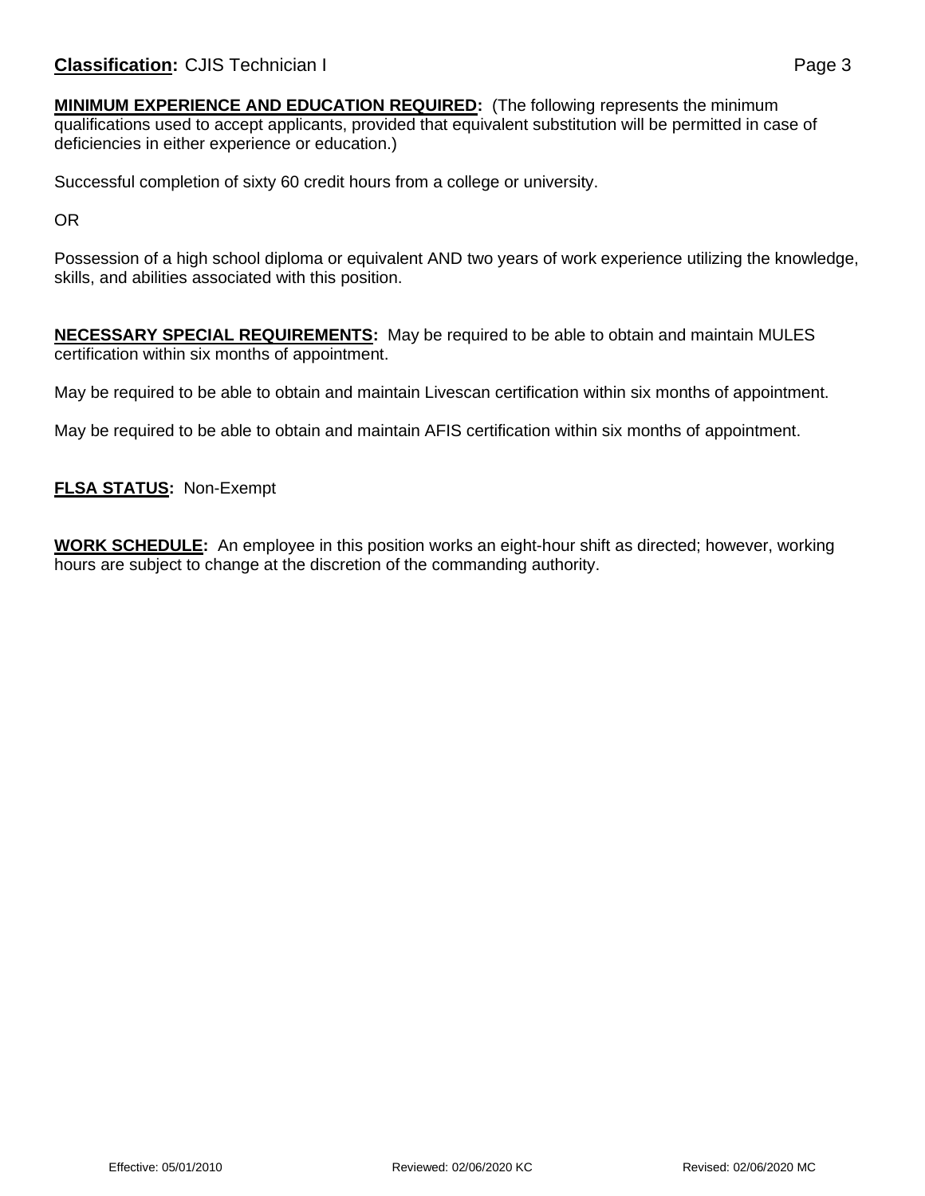**MINIMUM EXPERIENCE AND EDUCATION REQUIRED:** (The following represents the minimum qualifications used to accept applicants, provided that equivalent substitution will be permitted in case of deficiencies in either experience or education.)

Successful completion of sixty 60 credit hours from a college or university.

OR

Possession of a high school diploma or equivalent AND two years of work experience utilizing the knowledge, skills, and abilities associated with this position.

**NECESSARY SPECIAL REQUIREMENTS:** May be required to be able to obtain and maintain MULES certification within six months of appointment.

May be required to be able to obtain and maintain Livescan certification within six months of appointment.

May be required to be able to obtain and maintain AFIS certification within six months of appointment.

**FLSA STATUS:** Non-Exempt

**WORK SCHEDULE:** An employee in this position works an eight-hour shift as directed; however, working hours are subject to change at the discretion of the commanding authority.